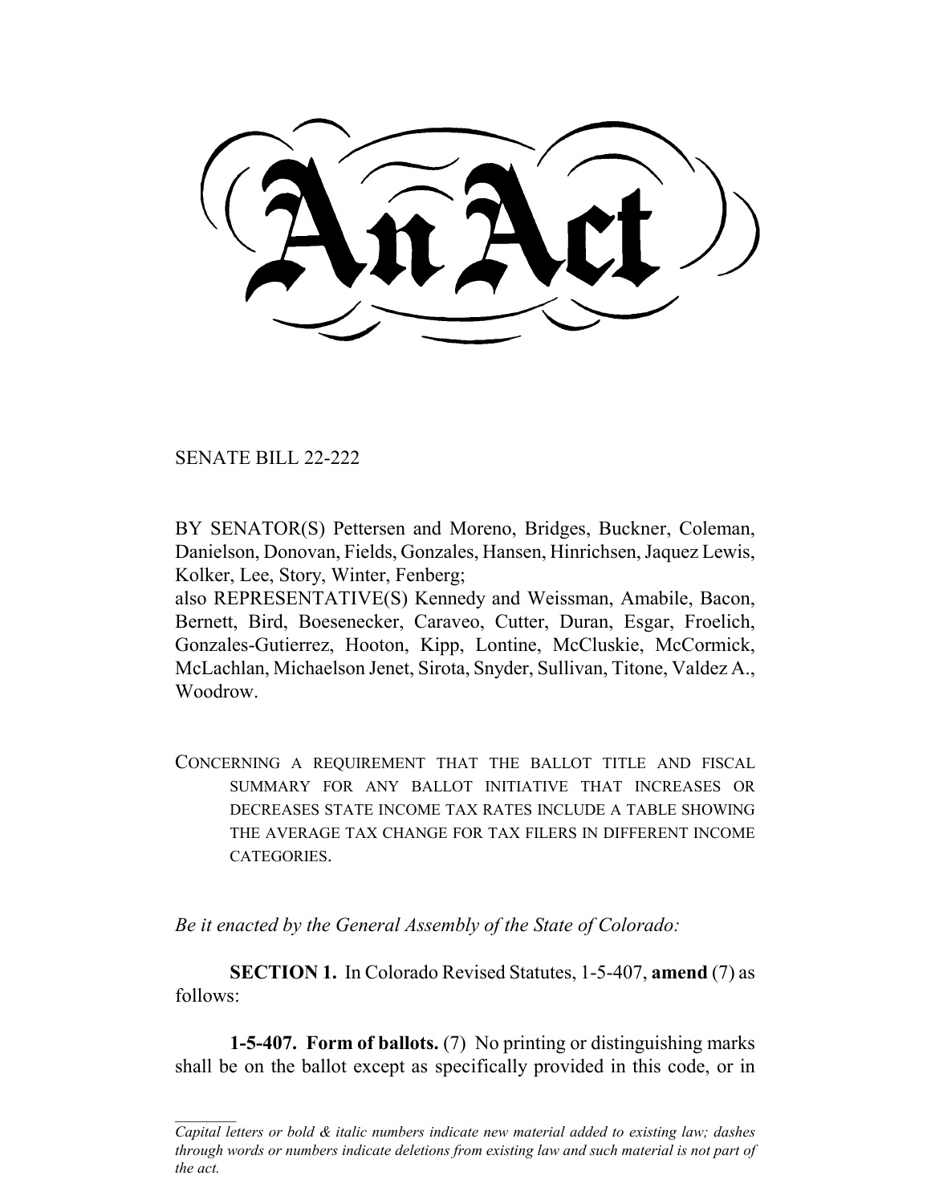# An Act

SENATE BILL 22-222

BY SENATOR(S) Pettersen and Moreno, Bridges, Buckner, Coleman, Danielson, Donovan, Fields, Gonzales, Hansen, Hinrichsen, Jaquez Lewis, Kolker, Lee, Story, Winter, Fenberg;
also REPRESENTATIVE(S) Kennedy and Weissman, Amabile, Bacon, Bernett, Bird, Boesenecker, Caraveo, Cutter, Duran, Esgar, Froelich, Gonzales-Gutierrez, Hooton, Kipp, Lontine, McCluskie, McCormick, McLachlan, Michaelson Jenet, Sirota, Snyder, Sullivan, Titone, Valdez A., Woodrow.

CONCERNING A REQUIREMENT THAT THE BALLOT TITLE AND FISCAL SUMMARY FOR ANY BALLOT INITIATIVE THAT INCREASES OR DECREASES STATE INCOME TAX RATES INCLUDE A TABLE SHOWING THE AVERAGE TAX CHANGE FOR TAX FILERS IN DIFFERENT INCOME CATEGORIES.

*Be it enacted by the General Assembly of the State of Colorado:*

**SECTION 1.** In Colorado Revised Statutes, 1-5-407, **amend** (7) as follows:

**1-5-407. Form of ballots.** (7) No printing or distinguishing marks shall be on the ballot except as specifically provided in this code, or in

*Capital letters or bold & italic numbers indicate new material added to existing law; dashes through words or numbers indicate deletions from existing law and such material is not part of the act.*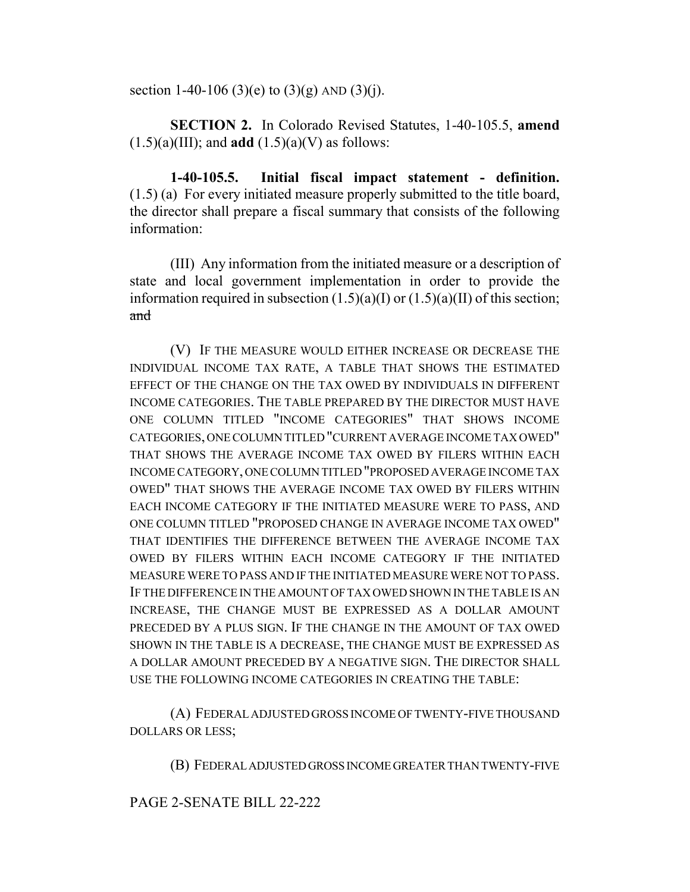section 1-40-106 (3)(e) to (3)(g) AND (3)(j).

**SECTION 2.** In Colorado Revised Statutes, 1-40-105.5, **amend** (1.5)(a)(III); and **add** (1.5)(a)(V) as follows:

**1-40-105.5. Initial fiscal impact statement - definition.** (1.5) (a) For every initiated measure properly submitted to the title board, the director shall prepare a fiscal summary that consists of the following information:

(III) Any information from the initiated measure or a description of state and local government implementation in order to provide the information required in subsection (1.5)(a)(I) or (1.5)(a)(II) of this section; ~~and~~

(V) IF THE MEASURE WOULD EITHER INCREASE OR DECREASE THE INDIVIDUAL INCOME TAX RATE, A TABLE THAT SHOWS THE ESTIMATED EFFECT OF THE CHANGE ON THE TAX OWED BY INDIVIDUALS IN DIFFERENT INCOME CATEGORIES. THE TABLE PREPARED BY THE DIRECTOR MUST HAVE ONE COLUMN TITLED "INCOME CATEGORIES" THAT SHOWS INCOME CATEGORIES, ONE COLUMN TITLED "CURRENT AVERAGE INCOME TAX OWED" THAT SHOWS THE AVERAGE INCOME TAX OWED BY FILERS WITHIN EACH INCOME CATEGORY, ONE COLUMN TITLED "PROPOSED AVERAGE INCOME TAX OWED" THAT SHOWS THE AVERAGE INCOME TAX OWED BY FILERS WITHIN EACH INCOME CATEGORY IF THE INITIATED MEASURE WERE TO PASS, AND ONE COLUMN TITLED "PROPOSED CHANGE IN AVERAGE INCOME TAX OWED" THAT IDENTIFIES THE DIFFERENCE BETWEEN THE AVERAGE INCOME TAX OWED BY FILERS WITHIN EACH INCOME CATEGORY IF THE INITIATED MEASURE WERE TO PASS AND IF THE INITIATED MEASURE WERE NOT TO PASS. IF THE DIFFERENCE IN THE AMOUNT OF TAX OWED SHOWN IN THE TABLE IS AN INCREASE, THE CHANGE MUST BE EXPRESSED AS A DOLLAR AMOUNT PRECEDED BY A PLUS SIGN. IF THE CHANGE IN THE AMOUNT OF TAX OWED SHOWN IN THE TABLE IS A DECREASE, THE CHANGE MUST BE EXPRESSED AS A DOLLAR AMOUNT PRECEDED BY A NEGATIVE SIGN. THE DIRECTOR SHALL USE THE FOLLOWING INCOME CATEGORIES IN CREATING THE TABLE:

(A) FEDERAL ADJUSTED GROSS INCOME OF TWENTY-FIVE THOUSAND DOLLARS OR LESS;

(B) FEDERAL ADJUSTED GROSS INCOME GREATER THAN TWENTY-FIVE

PAGE 2-SENATE BILL 22-222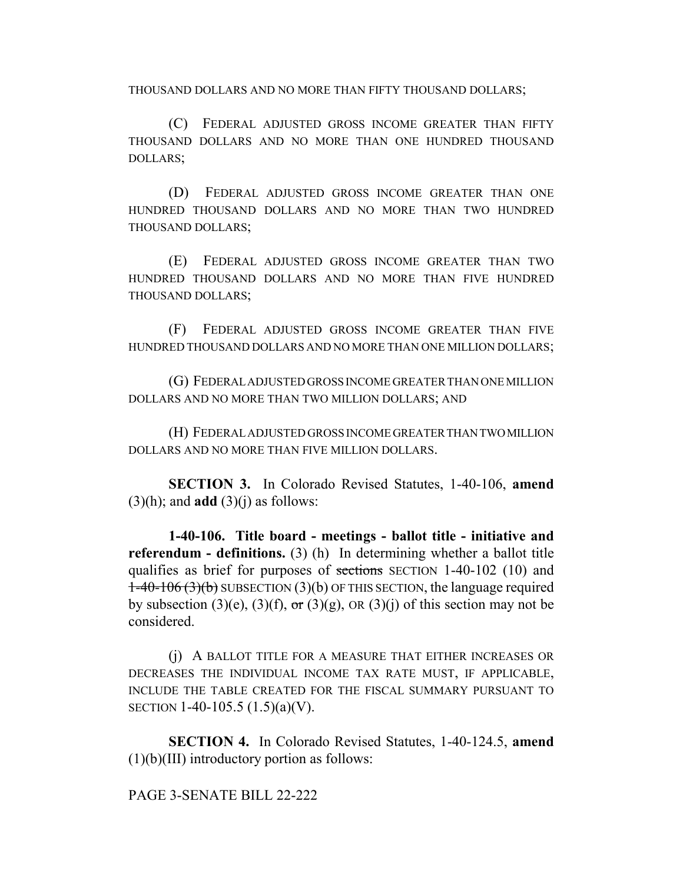THOUSAND DOLLARS AND NO MORE THAN FIFTY THOUSAND DOLLARS;

(C) FEDERAL ADJUSTED GROSS INCOME GREATER THAN FIFTY THOUSAND DOLLARS AND NO MORE THAN ONE HUNDRED THOUSAND DOLLARS;

(D) FEDERAL ADJUSTED GROSS INCOME GREATER THAN ONE HUNDRED THOUSAND DOLLARS AND NO MORE THAN TWO HUNDRED THOUSAND DOLLARS;

(E) FEDERAL ADJUSTED GROSS INCOME GREATER THAN TWO HUNDRED THOUSAND DOLLARS AND NO MORE THAN FIVE HUNDRED THOUSAND DOLLARS;

(F) FEDERAL ADJUSTED GROSS INCOME GREATER THAN FIVE HUNDRED THOUSAND DOLLARS AND NO MORE THAN ONE MILLION DOLLARS;

(G) FEDERAL ADJUSTED GROSS INCOME GREATER THAN ONE MILLION DOLLARS AND NO MORE THAN TWO MILLION DOLLARS; AND

(H) FEDERAL ADJUSTED GROSS INCOME GREATER THAN TWO MILLION DOLLARS AND NO MORE THAN FIVE MILLION DOLLARS.

**SECTION 3.** In Colorado Revised Statutes, 1-40-106, **amend** (3)(h); and **add** (3)(j) as follows:

**1-40-106. Title board - meetings - ballot title - initiative and referendum - definitions.** (3) (h) In determining whether a ballot title qualifies as brief for purposes of ~~sections~~ SECTION 1-40-102 (10) and ~~1-40-106 (3)(b)~~ SUBSECTION (3)(b) OF THIS SECTION, the language required by subsection (3)(e), (3)(f), ~~or~~ (3)(g), OR (3)(j) of this section may not be considered.

(j) A BALLOT TITLE FOR A MEASURE THAT EITHER INCREASES OR DECREASES THE INDIVIDUAL INCOME TAX RATE MUST, IF APPLICABLE, INCLUDE THE TABLE CREATED FOR THE FISCAL SUMMARY PURSUANT TO SECTION 1-40-105.5 (1.5)(a)(V).

**SECTION 4.** In Colorado Revised Statutes, 1-40-124.5, **amend** (1)(b)(III) introductory portion as follows:

PAGE 3-SENATE BILL 22-222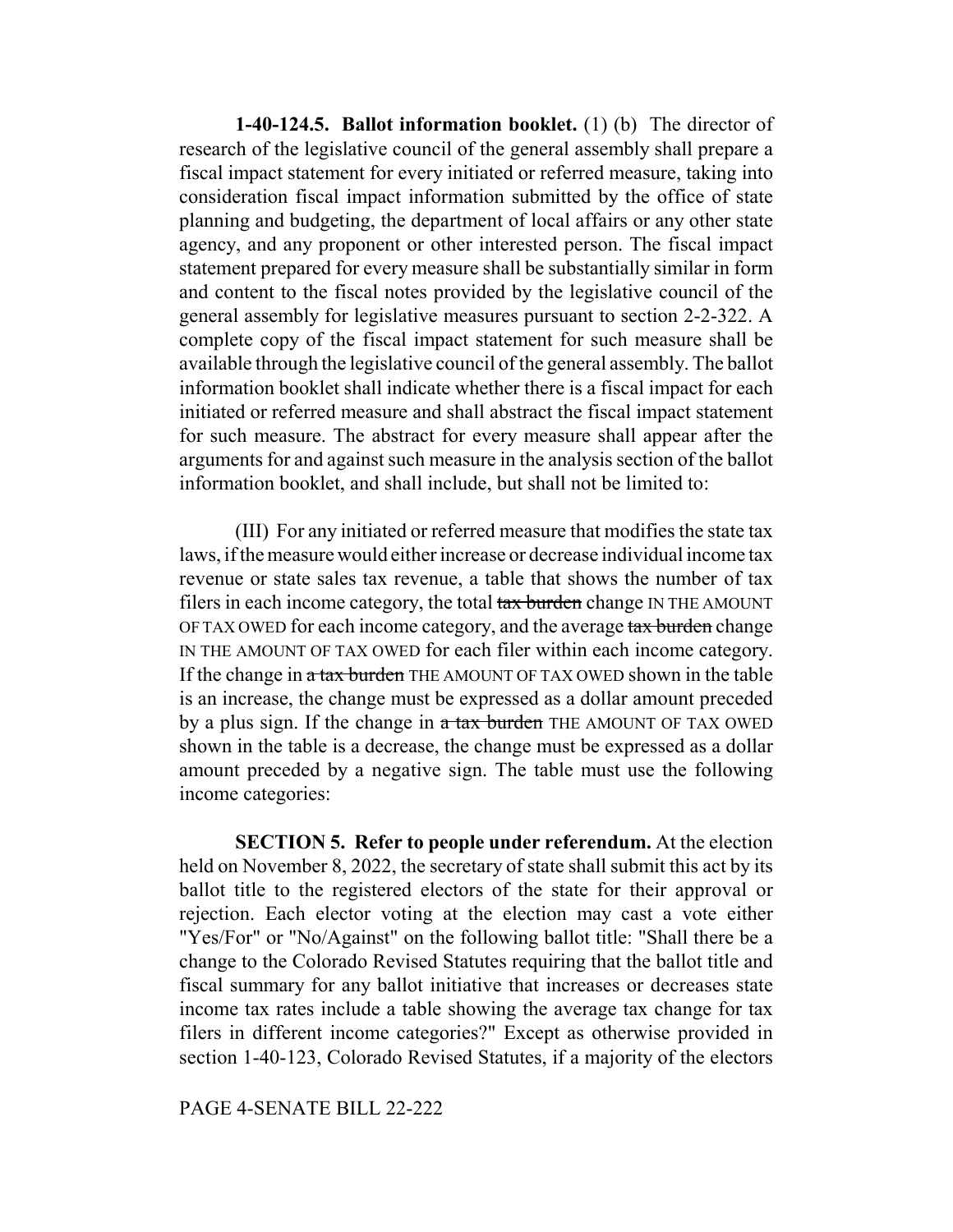**1-40-124.5. Ballot information booklet.** (1) (b) The director of research of the legislative council of the general assembly shall prepare a fiscal impact statement for every initiated or referred measure, taking into consideration fiscal impact information submitted by the office of state planning and budgeting, the department of local affairs or any other state agency, and any proponent or other interested person. The fiscal impact statement prepared for every measure shall be substantially similar in form and content to the fiscal notes provided by the legislative council of the general assembly for legislative measures pursuant to section 2-2-322. A complete copy of the fiscal impact statement for such measure shall be available through the legislative council of the general assembly. The ballot information booklet shall indicate whether there is a fiscal impact for each initiated or referred measure and shall abstract the fiscal impact statement for such measure. The abstract for every measure shall appear after the arguments for and against such measure in the analysis section of the ballot information booklet, and shall include, but shall not be limited to:

(III) For any initiated or referred measure that modifies the state tax laws, if the measure would either increase or decrease individual income tax revenue or state sales tax revenue, a table that shows the number of tax filers in each income category, the total ~~tax burden~~ change IN THE AMOUNT OF TAX OWED for each income category, and the average ~~tax burden~~ change IN THE AMOUNT OF TAX OWED for each filer within each income category. If the change in ~~a tax burden~~ THE AMOUNT OF TAX OWED shown in the table is an increase, the change must be expressed as a dollar amount preceded by a plus sign. If the change in ~~a tax burden~~ THE AMOUNT OF TAX OWED shown in the table is a decrease, the change must be expressed as a dollar amount preceded by a negative sign. The table must use the following income categories:

**SECTION 5. Refer to people under referendum.** At the election held on November 8, 2022, the secretary of state shall submit this act by its ballot title to the registered electors of the state for their approval or rejection. Each elector voting at the election may cast a vote either "Yes/For" or "No/Against" on the following ballot title: "Shall there be a change to the Colorado Revised Statutes requiring that the ballot title and fiscal summary for any ballot initiative that increases or decreases state income tax rates include a table showing the average tax change for tax filers in different income categories?" Except as otherwise provided in section 1-40-123, Colorado Revised Statutes, if a majority of the electors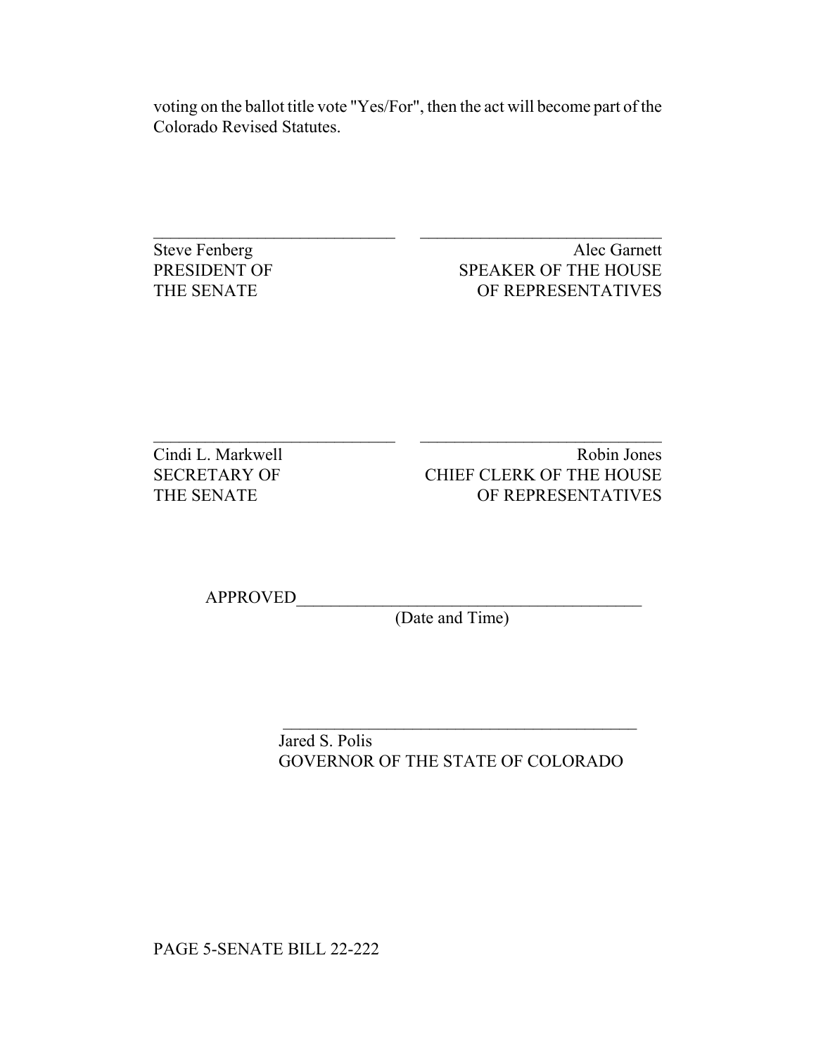voting on the ballot title vote "Yes/For", then the act will become part of the Colorado Revised Statutes.

| | |
|---|---|
| \_\_\_\_\_\_\_\_\_\_\_\_\_\_\_\_\_\_\_\_\_\_\_\_\_\_\_\_ | \_\_\_\_\_\_\_\_\_\_\_\_\_\_\_\_\_\_\_\_\_\_\_\_\_\_\_\_ |
| Steve Fenberg | Alec Garnett |
| PRESIDENT OF THE SENATE | SPEAKER OF THE HOUSE OF REPRESENTATIVES |

| | |
|---|---|
| \_\_\_\_\_\_\_\_\_\_\_\_\_\_\_\_\_\_\_\_\_\_\_\_\_\_\_\_ | \_\_\_\_\_\_\_\_\_\_\_\_\_\_\_\_\_\_\_\_\_\_\_\_\_\_\_\_ |
| Cindi L. Markwell | Robin Jones |
| SECRETARY OF THE SENATE | CHIEF CLERK OF THE HOUSE OF REPRESENTATIVES |

APPROVED\_\_\_\_\_\_\_\_\_\_\_\_\_\_\_\_\_\_\_\_\_\_\_\_\_\_\_\_\_\_\_\_\_\_\_\_\_\_\_\_

(Date and Time)

\_\_\_\_\_\_\_\_\_\_\_\_\_\_\_\_\_\_\_\_\_\_\_\_\_\_\_\_\_\_\_\_\_\_\_\_\_\_\_\_

Jared S. Polis

GOVERNOR OF THE STATE OF COLORADO

PAGE 5-SENATE BILL 22-222